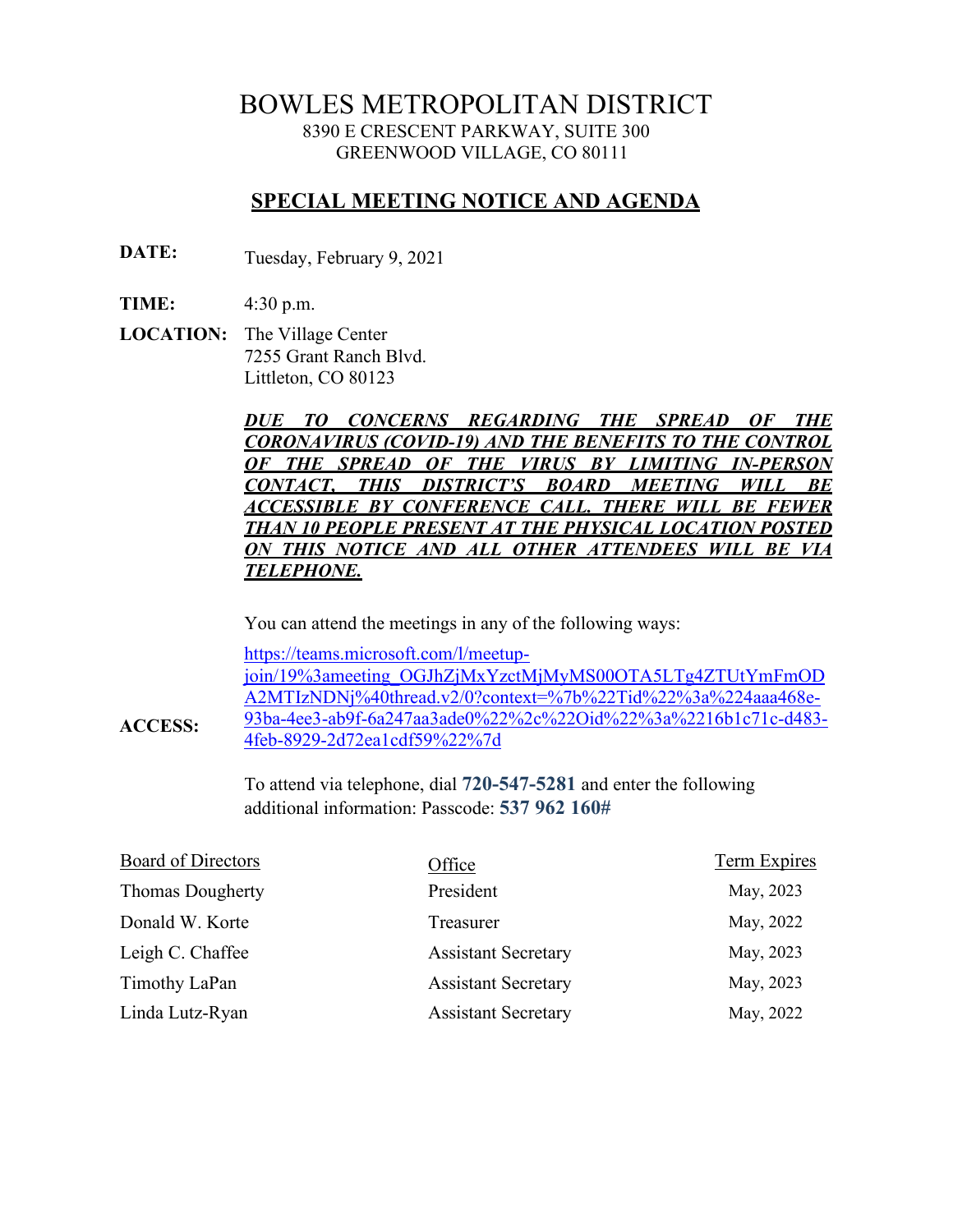# BOWLES METROPOLITAN DISTRICT

8390 E CRESCENT PARKWAY, SUITE 300
GREENWOOD VILLAGE, CO 80111

## SPECIAL MEETING NOTICE AND AGENDA

**DATE:** Tuesday, February 9, 2021

**TIME:** 4:30 p.m.

**LOCATION:** The Village Center
7255 Grant Ranch Blvd.
Littleton, CO 80123

***DUE TO CONCERNS REGARDING THE SPREAD OF THE CORONAVIRUS (COVID-19) AND THE BENEFITS TO THE CONTROL OF THE SPREAD OF THE VIRUS BY LIMITING IN-PERSON CONTACT, THIS DISTRICT'S BOARD MEETING WILL BE ACCESSIBLE BY CONFERENCE CALL. THERE WILL BE FEWER THAN 10 PEOPLE PRESENT AT THE PHYSICAL LOCATION POSTED ON THIS NOTICE AND ALL OTHER ATTENDEES WILL BE VIA TELEPHONE.***

You can attend the meetings in any of the following ways:

**ACCESS:** https://teams.microsoft.com/l/meetup-join/19%3ameeting_OGJhZjMxYzctMjMyMS00OTA5LTg4ZTUtYmFmODA2MTIzNDNj%40thread.v2/0?context=%7b%22Tid%22%3a%224aaa468e-93ba-4ee3-ab9f-6a247aa3ade0%22%2c%22Oid%22%3a%2216b1c71c-d483-4feb-8929-2d72ea1cdf59%22%7d

To attend via telephone, dial **720-547-5281** and enter the following additional information: Passcode: **537 962 160#**

| Board of Directors | Office | Term Expires |
|---|---|---|
| Thomas Dougherty | President | May, 2023 |
| Donald W. Korte | Treasurer | May, 2022 |
| Leigh C. Chaffee | Assistant Secretary | May, 2023 |
| Timothy LaPan | Assistant Secretary | May, 2023 |
| Linda Lutz-Ryan | Assistant Secretary | May, 2022 |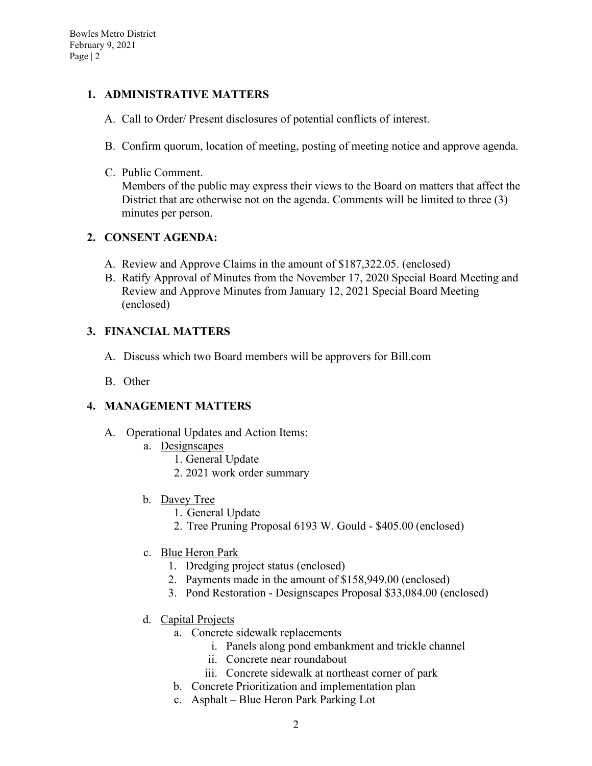## 1. ADMINISTRATIVE MATTERS

A. Call to Order/ Present disclosures of potential conflicts of interest.

B. Confirm quorum, location of meeting, posting of meeting notice and approve agenda.

C. Public Comment.
Members of the public may express their views to the Board on matters that affect the District that are otherwise not on the agenda. Comments will be limited to three (3) minutes per person.

## 2. CONSENT AGENDA:

A. Review and Approve Claims in the amount of $187,322.05. (enclosed)
B. Ratify Approval of Minutes from the November 17, 2020 Special Board Meeting and Review and Approve Minutes from January 12, 2021 Special Board Meeting (enclosed)

## 3. FINANCIAL MATTERS

A. Discuss which two Board members will be approvers for Bill.com

B. Other

## 4. MANAGEMENT MATTERS

A. Operational Updates and Action Items:
   a. <u>Designscapes</u>
      1. General Update
      2. 2021 work order summary

   b. <u>Davey Tree</u>
      1. General Update
      2. Tree Pruning Proposal 6193 W. Gould - $405.00 (enclosed)

   c. <u>Blue Heron Park</u>
      1. Dredging project status (enclosed)
      2. Payments made in the amount of $158,949.00 (enclosed)
      3. Pond Restoration - Designscapes Proposal $33,084.00 (enclosed)

   d. <u>Capital Projects</u>
      a. Concrete sidewalk replacements
         i. Panels along pond embankment and trickle channel
         ii. Concrete near roundabout
         iii. Concrete sidewalk at northeast corner of park
      b. Concrete Prioritization and implementation plan
      c. Asphalt – Blue Heron Park Parking Lot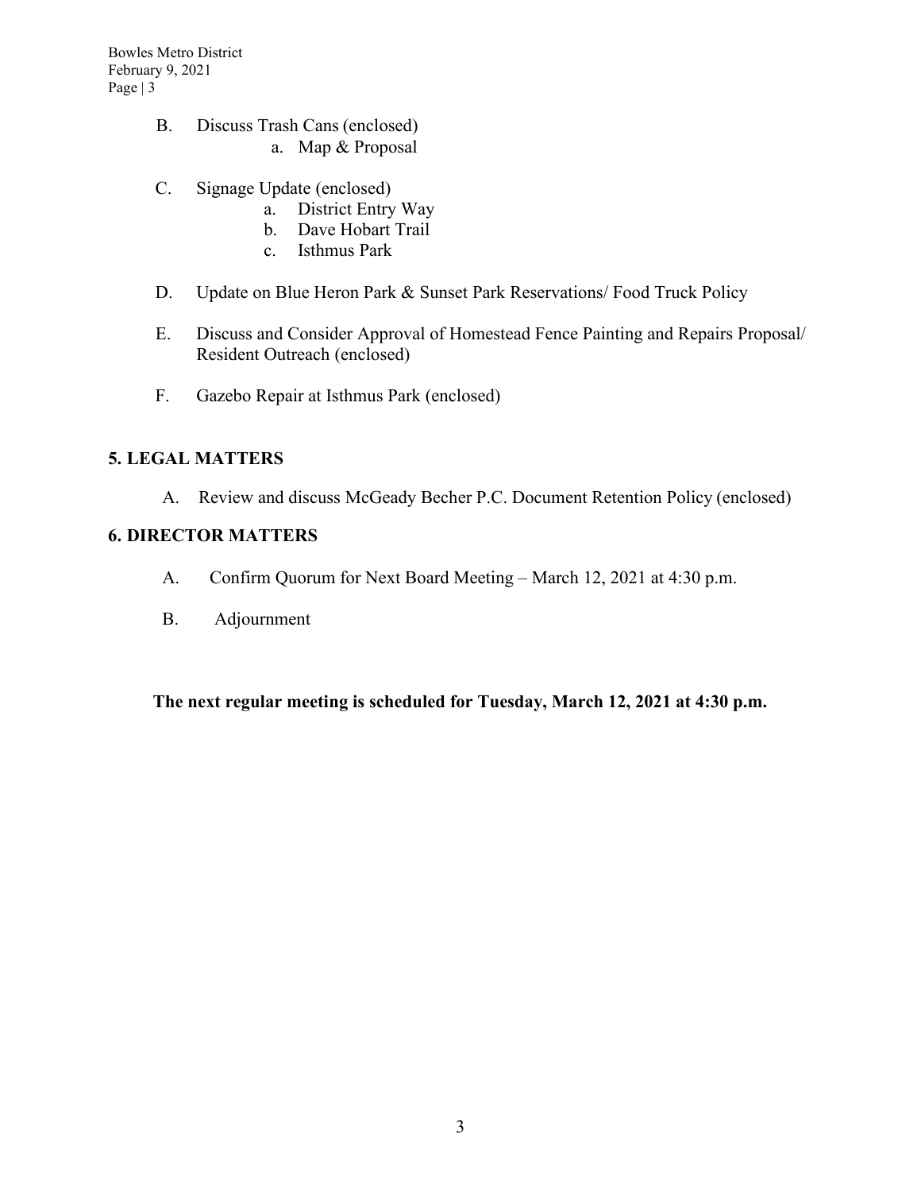B. Discuss Trash Cans (enclosed)
   a. Map & Proposal

C. Signage Update (enclosed)
   a. District Entry Way
   b. Dave Hobart Trail
   c. Isthmus Park

D. Update on Blue Heron Park & Sunset Park Reservations/ Food Truck Policy

E. Discuss and Consider Approval of Homestead Fence Painting and Repairs Proposal/ Resident Outreach (enclosed)

F. Gazebo Repair at Isthmus Park (enclosed)

## 5. LEGAL MATTERS

A. Review and discuss McGeady Becher P.C. Document Retention Policy (enclosed)

## 6. DIRECTOR MATTERS

A. Confirm Quorum for Next Board Meeting – March 12, 2021 at 4:30 p.m.

B. Adjournment

**The next regular meeting is scheduled for Tuesday, March 12, 2021 at 4:30 p.m.**